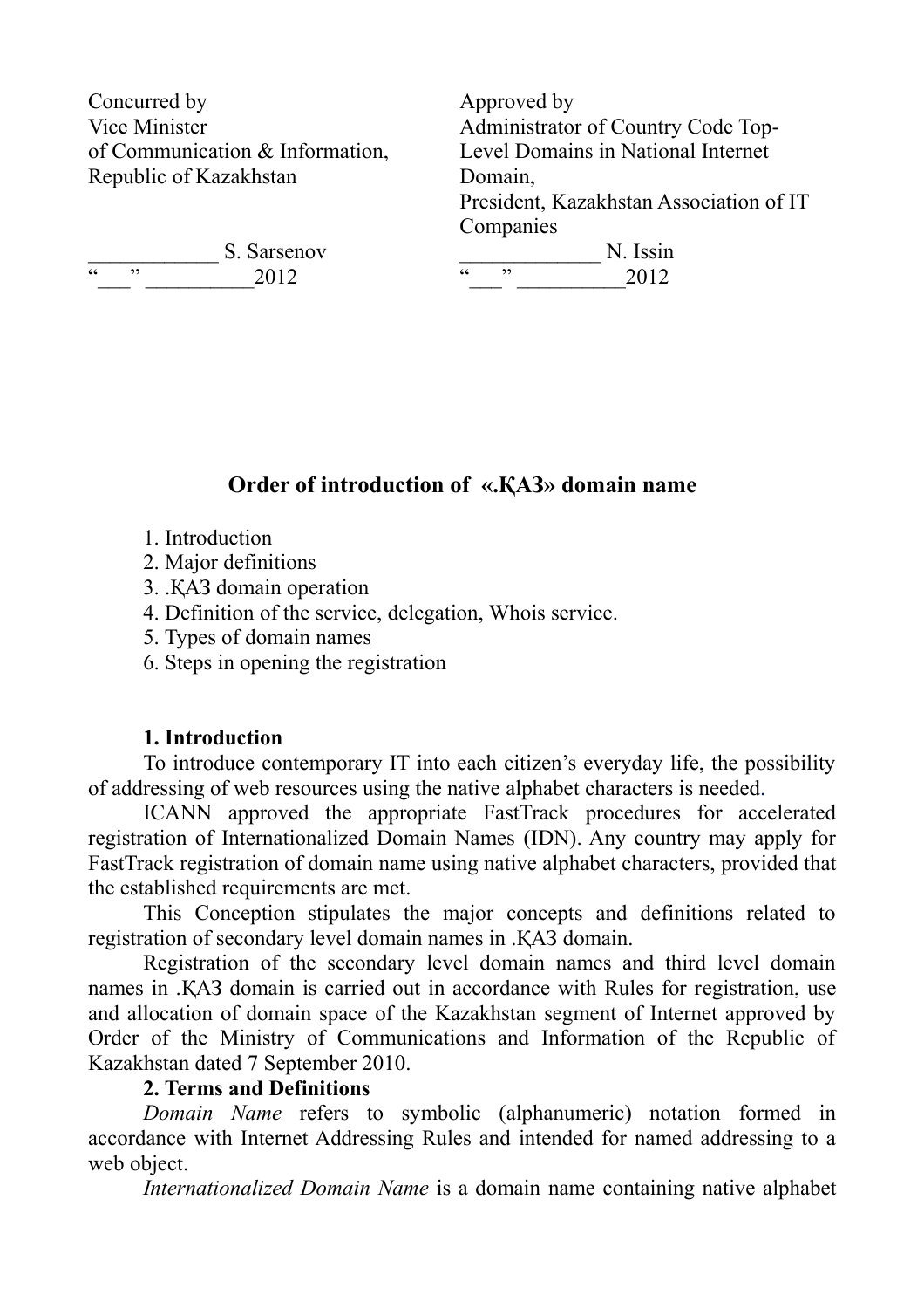Concurred by
Vice Minister
of Communication & Information,
Republic of Kazakhstan

____________ S. Sarsenov
“___” __________2012

Approved by
Administrator of Country Code Top-Level Domains in National Internet Domain,
President, Kazakhstan Association of IT Companies
_____________ N. Issin
“___” __________2012

## Order of introduction of «.ҚАЗ» domain name

1. Introduction
2. Major definitions
3. .ҚАЗ domain operation
4. Definition of the service, delegation, Whois service.
5. Types of domain names
6. Steps in opening the registration

### 1. Introduction

To introduce contemporary IT into each citizen’s everyday life, the possibility of addressing of web resources using the native alphabet characters is needed.

ICANN approved the appropriate FastTrack procedures for accelerated registration of Internationalized Domain Names (IDN). Any country may apply for FastTrack registration of domain name using native alphabet characters, provided that the established requirements are met.

This Conception stipulates the major concepts and definitions related to registration of secondary level domain names in .ҚАЗ domain.

Registration of the secondary level domain names and third level domain names in .ҚАЗ domain is carried out in accordance with Rules for registration, use and allocation of domain space of the Kazakhstan segment of Internet approved by Order of the Ministry of Communications and Information of the Republic of Kazakhstan dated 7 September 2010.

### 2. Terms and Definitions

*Domain Name* refers to symbolic (alphanumeric) notation formed in accordance with Internet Addressing Rules and intended for named addressing to a web object.

*Internationalized Domain Name* is a domain name containing native alphabet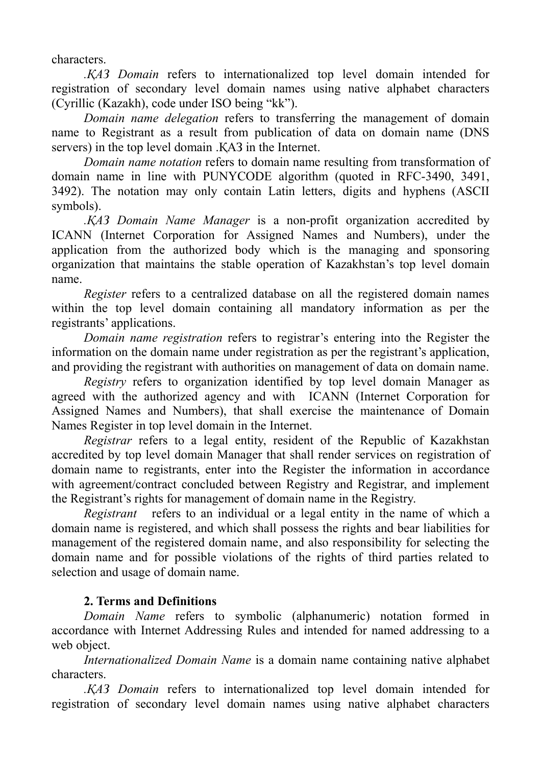characters.

*.ҚАЗ Domain* refers to internationalized top level domain intended for registration of secondary level domain names using native alphabet characters (Cyrillic (Kazakh), code under ISO being "kk").

*Domain name delegation* refers to transferring the management of domain name to Registrant as a result from publication of data on domain name (DNS servers) in the top level domain .ҚАЗ in the Internet.

*Domain name notation* refers to domain name resulting from transformation of domain name in line with PUNYCODE algorithm (quoted in RFC-3490, 3491, 3492). The notation may only contain Latin letters, digits and hyphens (ASCII symbols).

*.ҚАЗ Domain Name Manager* is a non-profit organization accredited by ICANN (Internet Corporation for Assigned Names and Numbers), under the application from the authorized body which is the managing and sponsoring organization that maintains the stable operation of Kazakhstan's top level domain name.

*Register* refers to a centralized database on all the registered domain names within the top level domain containing all mandatory information as per the registrants' applications.

*Domain name registration* refers to registrar's entering into the Register the information on the domain name under registration as per the registrant's application, and providing the registrant with authorities on management of data on domain name.

*Registry* refers to organization identified by top level domain Manager as agreed with the authorized agency and with ICANN (Internet Corporation for Assigned Names and Numbers), that shall exercise the maintenance of Domain Names Register in top level domain in the Internet.

*Registrar* refers to a legal entity, resident of the Republic of Kazakhstan accredited by top level domain Manager that shall render services on registration of domain name to registrants, enter into the Register the information in accordance with agreement/contract concluded between Registry and Registrar, and implement the Registrant's rights for management of domain name in the Registry.

*Registrant* refers to an individual or a legal entity in the name of which a domain name is registered, and which shall possess the rights and bear liabilities for management of the registered domain name, and also responsibility for selecting the domain name and for possible violations of the rights of third parties related to selection and usage of domain name.

## 2. Terms and Definitions

*Domain Name* refers to symbolic (alphanumeric) notation formed in accordance with Internet Addressing Rules and intended for named addressing to a web object.

*Internationalized Domain Name* is a domain name containing native alphabet characters.

*.ҚАЗ Domain* refers to internationalized top level domain intended for registration of secondary level domain names using native alphabet characters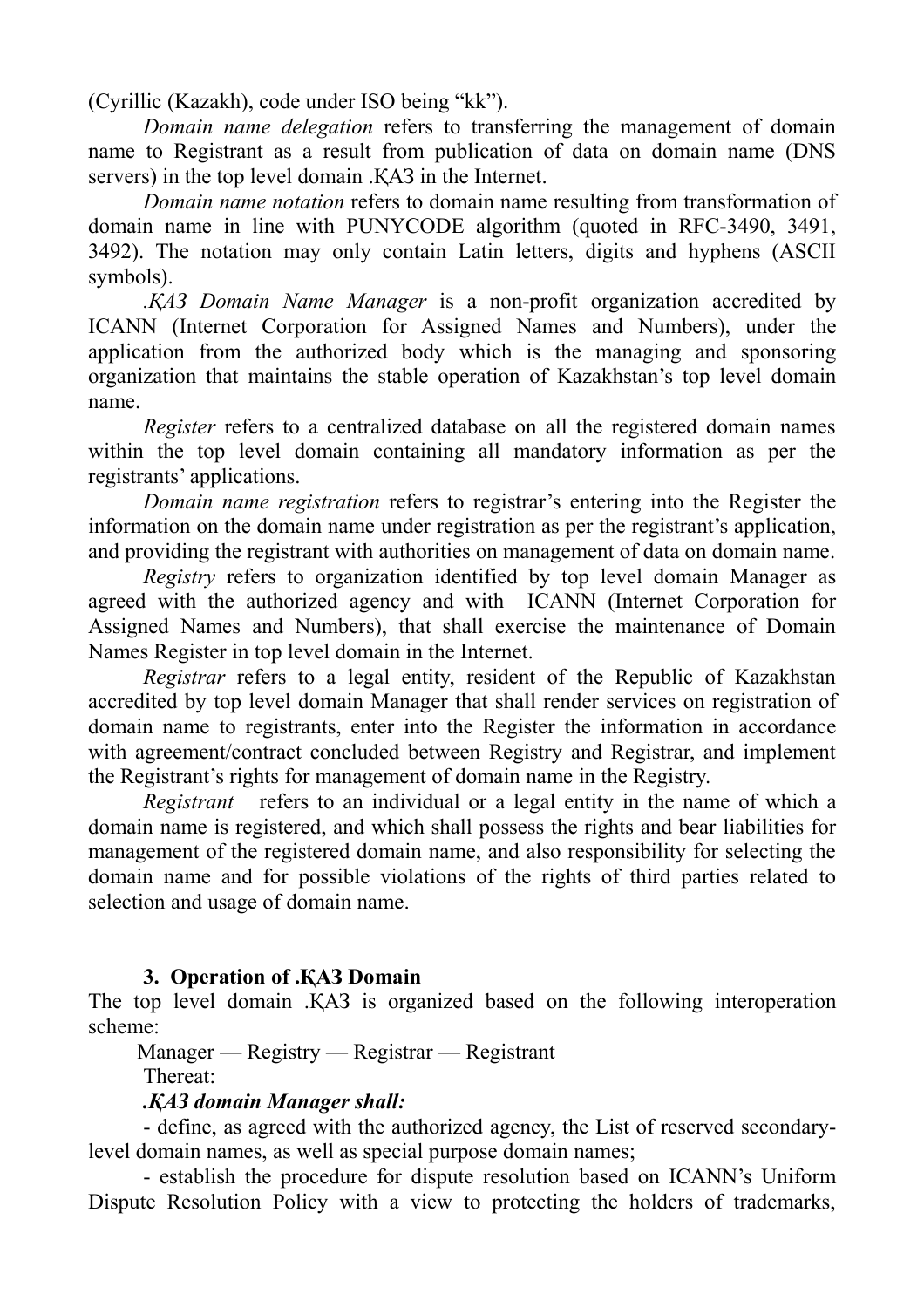(Cyrillic (Kazakh), code under ISO being "kk").

*Domain name delegation* refers to transferring the management of domain name to Registrant as a result from publication of data on domain name (DNS servers) in the top level domain .ҚАЗ in the Internet.

*Domain name notation* refers to domain name resulting from transformation of domain name in line with PUNYCODE algorithm (quoted in RFC-3490, 3491, 3492). The notation may only contain Latin letters, digits and hyphens (ASCII symbols).

*.ҚАЗ Domain Name Manager* is a non-profit organization accredited by ICANN (Internet Corporation for Assigned Names and Numbers), under the application from the authorized body which is the managing and sponsoring organization that maintains the stable operation of Kazakhstan's top level domain name.

*Register* refers to a centralized database on all the registered domain names within the top level domain containing all mandatory information as per the registrants' applications.

*Domain name registration* refers to registrar's entering into the Register the information on the domain name under registration as per the registrant's application, and providing the registrant with authorities on management of data on domain name.

*Registry* refers to organization identified by top level domain Manager as agreed with the authorized agency and with ICANN (Internet Corporation for Assigned Names and Numbers), that shall exercise the maintenance of Domain Names Register in top level domain in the Internet.

*Registrar* refers to a legal entity, resident of the Republic of Kazakhstan accredited by top level domain Manager that shall render services on registration of domain name to registrants, enter into the Register the information in accordance with agreement/contract concluded between Registry and Registrar, and implement the Registrant's rights for management of domain name in the Registry.

*Registrant* refers to an individual or a legal entity in the name of which a domain name is registered, and which shall possess the rights and bear liabilities for management of the registered domain name, and also responsibility for selecting the domain name and for possible violations of the rights of third parties related to selection and usage of domain name.

## 3. Operation of .ҚАЗ Domain

The top level domain .ҚАЗ is organized based on the following interoperation scheme:

Manager — Registry — Registrar — Registrant

Thereat:

***.ҚАЗ domain Manager shall:***

- define, as agreed with the authorized agency, the List of reserved secondary-level domain names, as well as special purpose domain names;
- establish the procedure for dispute resolution based on ICANN's Uniform Dispute Resolution Policy with a view to protecting the holders of trademarks,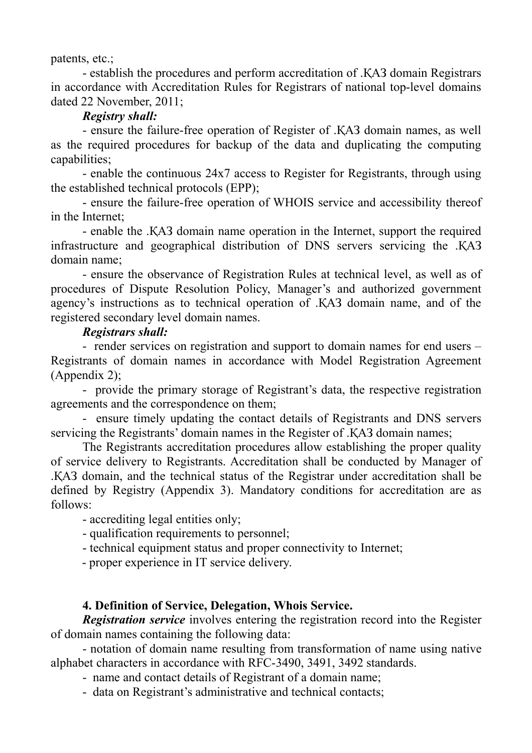patents, etc.;

- establish the procedures and perform accreditation of .ҚАЗ domain Registrars in accordance with Accreditation Rules for Registrars of national top-level domains dated 22 November, 2011;

***Registry shall:***

- ensure the failure-free operation of Register of .ҚАЗ domain names, as well as the required procedures for backup of the data and duplicating the computing capabilities;
- enable the continuous 24x7 access to Register for Registrants, through using the established technical protocols (EPP);
- ensure the failure-free operation of WHOIS service and accessibility thereof in the Internet;
- enable the .ҚАЗ domain name operation in the Internet, support the required infrastructure and geographical distribution of DNS servers servicing the .ҚАЗ domain name;
- ensure the observance of Registration Rules at technical level, as well as of procedures of Dispute Resolution Policy, Manager's and authorized government agency's instructions as to technical operation of .ҚАЗ domain name, and of the registered secondary level domain names.

***Registrars shall:***

- render services on registration and support to domain names for end users – Registrants of domain names in accordance with Model Registration Agreement (Appendix 2);
- provide the primary storage of Registrant's data, the respective registration agreements and the correspondence on them;
- ensure timely updating the contact details of Registrants and DNS servers servicing the Registrants' domain names in the Register of .ҚАЗ domain names;

The Registrants accreditation procedures allow establishing the proper quality of service delivery to Registrants. Accreditation shall be conducted by Manager of .ҚАЗ domain, and the technical status of the Registrar under accreditation shall be defined by Registry (Appendix 3). Mandatory conditions for accreditation are as follows:

- accrediting legal entities only;
- qualification requirements to personnel;
- technical equipment status and proper connectivity to Internet;
- proper experience in IT service delivery.

## 4. Definition of Service, Delegation, Whois Service.

***Registration service*** involves entering the registration record into the Register of domain names containing the following data:

- notation of domain name resulting from transformation of name using native alphabet characters in accordance with RFC-3490, 3491, 3492 standards.
- name and contact details of Registrant of a domain name;
- data on Registrant's administrative and technical contacts;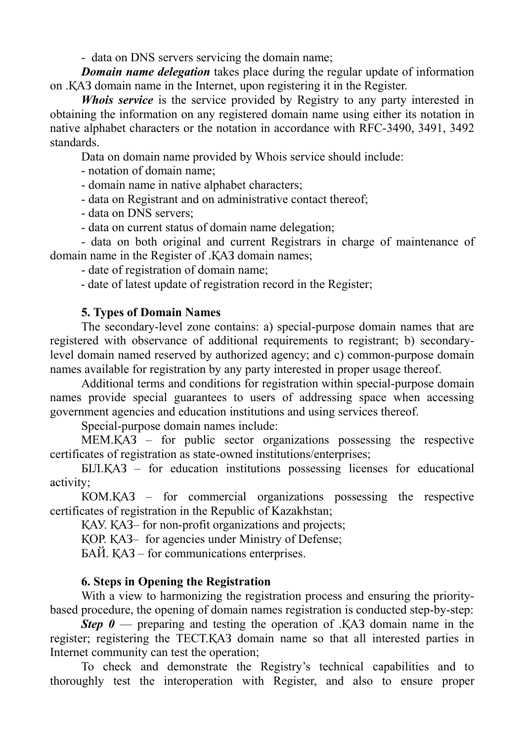- data on DNS servers servicing the domain name;

***Domain name delegation*** takes place during the regular update of information on .ҚАЗ domain name in the Internet, upon registering it in the Register.

***Whois service*** is the service provided by Registry to any party interested in obtaining the information on any registered domain name using either its notation in native alphabet characters or the notation in accordance with RFC-3490, 3491, 3492 standards.

Data on domain name provided by Whois service should include:

- notation of domain name;
- domain name in native alphabet characters;
- data on Registrant and on administrative contact thereof;
- data on DNS servers;
- data on current status of domain name delegation;
- data on both original and current Registrars in charge of maintenance of domain name in the Register of .ҚАЗ domain names;
- date of registration of domain name;
- date of latest update of registration record in the Register;

**5. Types of Domain Names**

The secondary-level zone contains: a) special-purpose domain names that are registered with observance of additional requirements to registrant; b) secondary-level domain named reserved by authorized agency; and c) common-purpose domain names available for registration by any party interested in proper usage thereof.

Additional terms and conditions for registration within special-purpose domain names provide special guarantees to users of addressing space when accessing government agencies and education institutions and using services thereof.

Special-purpose domain names include:

МЕМ.ҚАЗ – for public sector organizations possessing the respective certificates of registration as state-owned institutions/enterprises;

БІЛ.ҚАЗ – for education institutions possessing licenses for educational activity;

КОМ.ҚАЗ – for commercial organizations possessing the respective certificates of registration in the Republic of Kazakhstan;

ҚАУ. ҚАЗ– for non-profit organizations and projects;

ҚОР. ҚАЗ– for agencies under Ministry of Defense;

БАЙ. ҚАЗ – for communications enterprises.

**6. Steps in Opening the Registration**

With a view to harmonizing the registration process and ensuring the priority-based procedure, the opening of domain names registration is conducted step-by-step:

***Step 0*** — preparing and testing the operation of .ҚАЗ domain name in the register; registering the ТЕСТ.ҚАЗ domain name so that all interested parties in Internet community can test the operation;

To check and demonstrate the Registry's technical capabilities and to thoroughly test the interoperation with Register, and also to ensure proper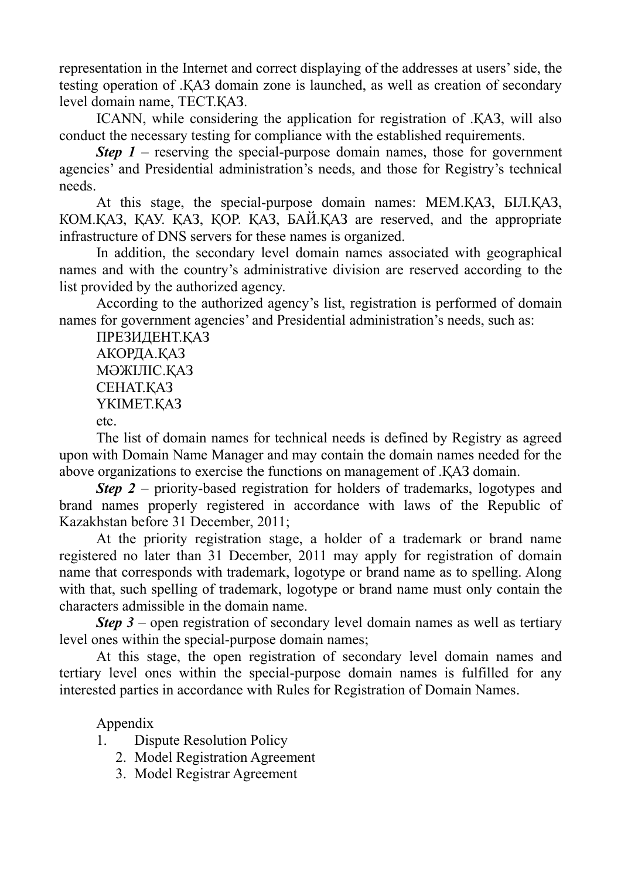representation in the Internet and correct displaying of the addresses at users' side, the testing operation of .ҚАЗ domain zone is launched, as well as creation of secondary level domain name, ТЕСТ.ҚАЗ.

ICANN, while considering the application for registration of .ҚАЗ, will also conduct the necessary testing for compliance with the established requirements.

***Step 1*** – reserving the special-purpose domain names, those for government agencies' and Presidential administration's needs, and those for Registry's technical needs.

At this stage, the special-purpose domain names: МЕМ.ҚАЗ, БІЛ.ҚАЗ, КОМ.ҚАЗ, ҚАУ. ҚАЗ, ҚОР. ҚАЗ, БАЙ.ҚАЗ are reserved, and the appropriate infrastructure of DNS servers for these names is organized.

In addition, the secondary level domain names associated with geographical names and with the country's administrative division are reserved according to the list provided by the authorized agency.

According to the authorized agency's list, registration is performed of domain names for government agencies' and Presidential administration's needs, such as:

ПРЕЗИДЕНТ.ҚАЗ
АКОРДА.ҚАЗ
МӘЖІЛІС.ҚАЗ
СЕНАТ.ҚАЗ
ҮКІМЕТ.ҚАЗ
etc.

The list of domain names for technical needs is defined by Registry as agreed upon with Domain Name Manager and may contain the domain names needed for the above organizations to exercise the functions on management of .ҚАЗ domain.

***Step 2*** – priority-based registration for holders of trademarks, logotypes and brand names properly registered in accordance with laws of the Republic of Kazakhstan before 31 December, 2011;

At the priority registration stage, a holder of a trademark or brand name registered no later than 31 December, 2011 may apply for registration of domain name that corresponds with trademark, logotype or brand name as to spelling. Along with that, such spelling of trademark, logotype or brand name must only contain the characters admissible in the domain name.

***Step 3*** – open registration of secondary level domain names as well as tertiary level ones within the special-purpose domain names;

At this stage, the open registration of secondary level domain names and tertiary level ones within the special-purpose domain names is fulfilled for any interested parties in accordance with Rules for Registration of Domain Names.

Appendix

1. Dispute Resolution Policy
2. Model Registration Agreement
3. Model Registrar Agreement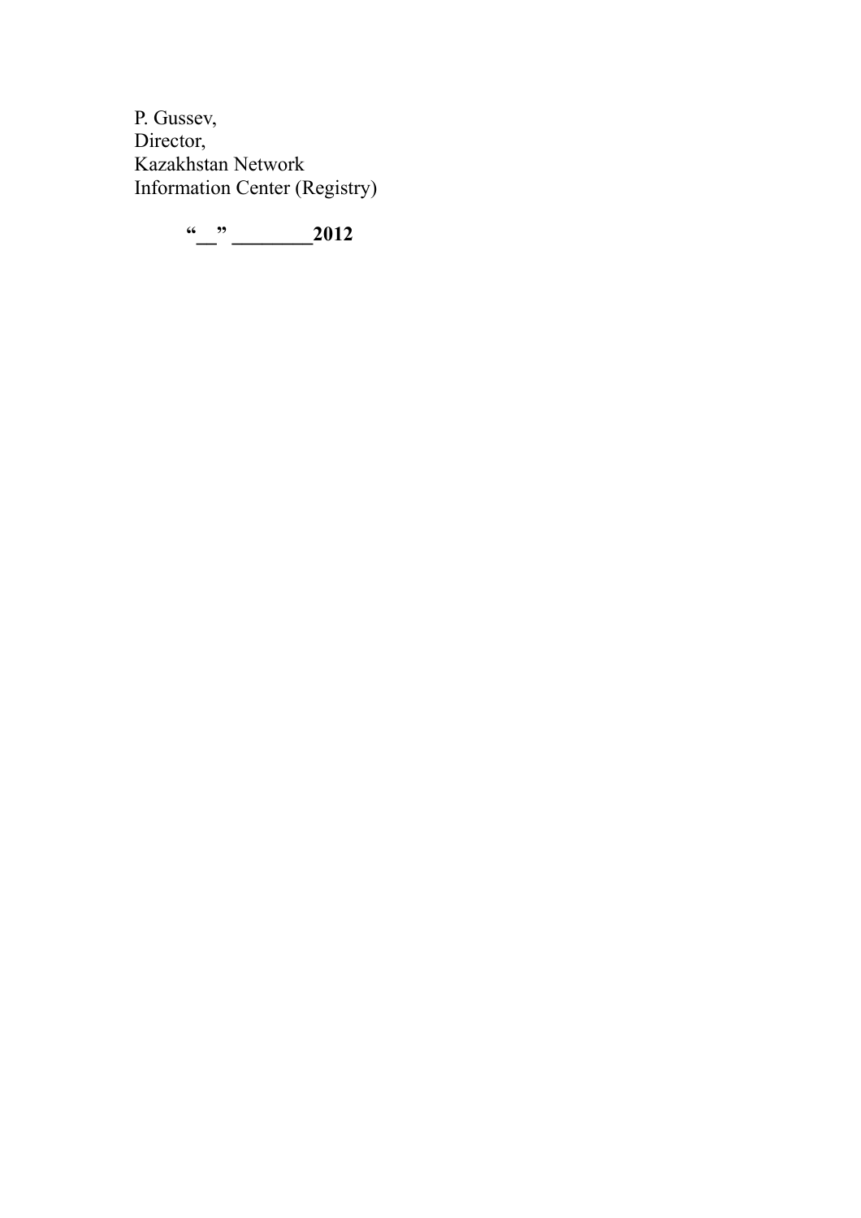P. Gussev,
Director,
Kazakhstan Network
Information Center (Registry)

**“__” ________2012**